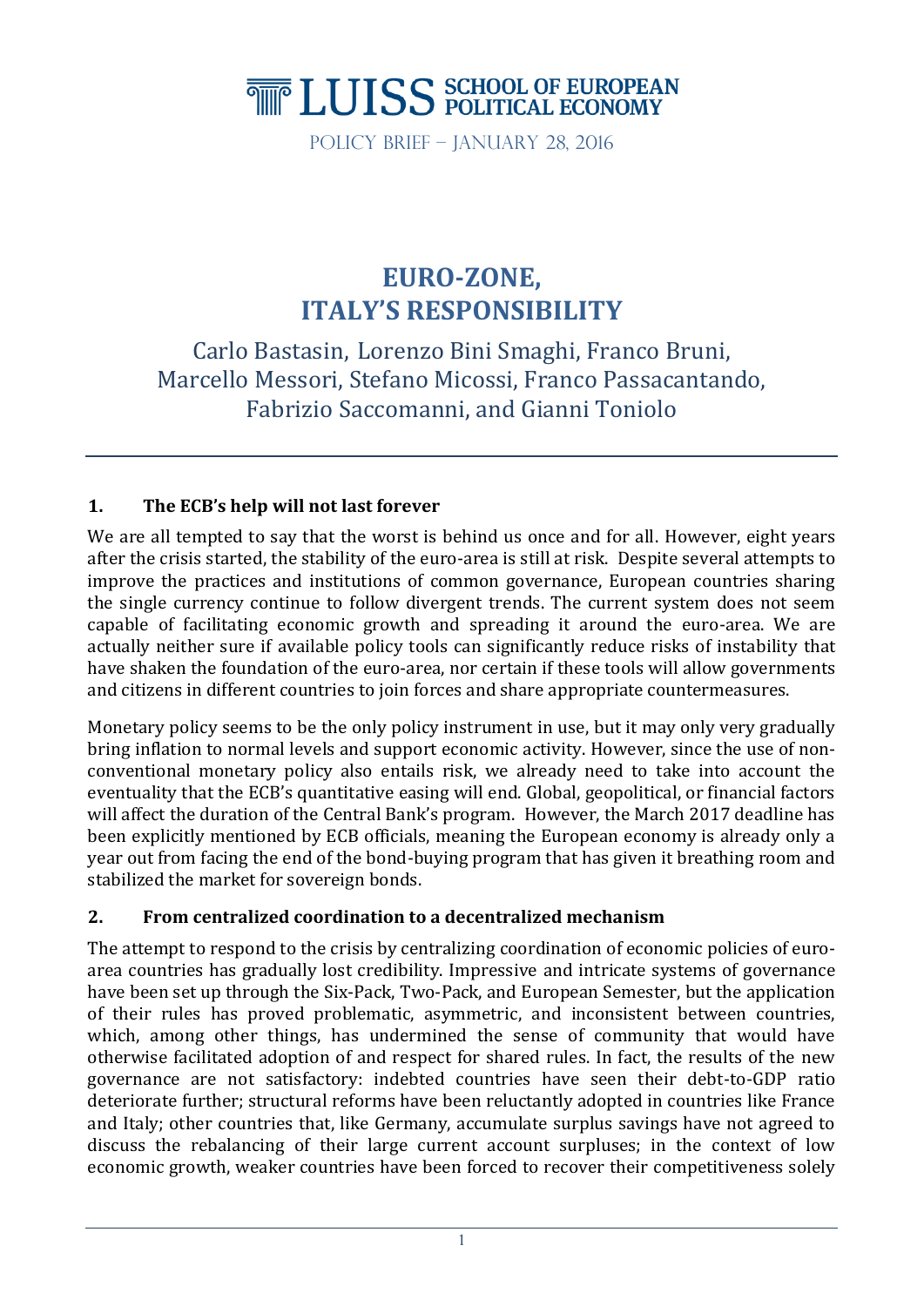LUISS SCHOOL OF EUROPEAN POLITICAL ECONOMY

POLICY BRIEF – JANUARY 28, 2016

# EURO-ZONE, ITALY'S RESPONSIBILITY

Carlo Bastasin, Lorenzo Bini Smaghi, Franco Bruni, Marcello Messori, Stefano Micossi, Franco Passacantando, Fabrizio Saccomanni, and Gianni Toniolo

## 1. The ECB's help will not last forever

We are all tempted to say that the worst is behind us once and for all. However, eight years after the crisis started, the stability of the euro-area is still at risk. Despite several attempts to improve the practices and institutions of common governance, European countries sharing the single currency continue to follow divergent trends. The current system does not seem capable of facilitating economic growth and spreading it around the euro-area. We are actually neither sure if available policy tools can significantly reduce risks of instability that have shaken the foundation of the euro-area, nor certain if these tools will allow governments and citizens in different countries to join forces and share appropriate countermeasures.

Monetary policy seems to be the only policy instrument in use, but it may only very gradually bring inflation to normal levels and support economic activity. However, since the use of non-conventional monetary policy also entails risk, we already need to take into account the eventuality that the ECB's quantitative easing will end. Global, geopolitical, or financial factors will affect the duration of the Central Bank's program. However, the March 2017 deadline has been explicitly mentioned by ECB officials, meaning the European economy is already only a year out from facing the end of the bond-buying program that has given it breathing room and stabilized the market for sovereign bonds.

## 2. From centralized coordination to a decentralized mechanism

The attempt to respond to the crisis by centralizing coordination of economic policies of euro-area countries has gradually lost credibility. Impressive and intricate systems of governance have been set up through the Six-Pack, Two-Pack, and European Semester, but the application of their rules has proved problematic, asymmetric, and inconsistent between countries, which, among other things, has undermined the sense of community that would have otherwise facilitated adoption of and respect for shared rules. In fact, the results of the new governance are not satisfactory: indebted countries have seen their debt-to-GDP ratio deteriorate further; structural reforms have been reluctantly adopted in countries like France and Italy; other countries that, like Germany, accumulate surplus savings have not agreed to discuss the rebalancing of their large current account surpluses; in the context of low economic growth, weaker countries have been forced to recover their competitiveness solely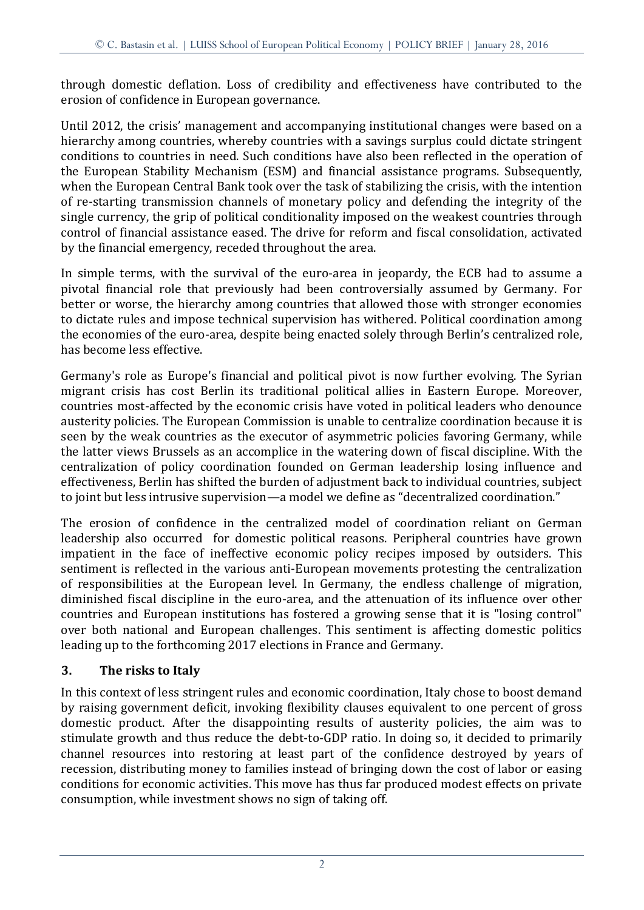through domestic deflation. Loss of credibility and effectiveness have contributed to the erosion of confidence in European governance.

Until 2012, the crisis' management and accompanying institutional changes were based on a hierarchy among countries, whereby countries with a savings surplus could dictate stringent conditions to countries in need. Such conditions have also been reflected in the operation of the European Stability Mechanism (ESM) and financial assistance programs. Subsequently, when the European Central Bank took over the task of stabilizing the crisis, with the intention of re-starting transmission channels of monetary policy and defending the integrity of the single currency, the grip of political conditionality imposed on the weakest countries through control of financial assistance eased. The drive for reform and fiscal consolidation, activated by the financial emergency, receded throughout the area.

In simple terms, with the survival of the euro-area in jeopardy, the ECB had to assume a pivotal financial role that previously had been controversially assumed by Germany. For better or worse, the hierarchy among countries that allowed those with stronger economies to dictate rules and impose technical supervision has withered. Political coordination among the economies of the euro-area, despite being enacted solely through Berlin's centralized role, has become less effective.

Germany's role as Europe's financial and political pivot is now further evolving. The Syrian migrant crisis has cost Berlin its traditional political allies in Eastern Europe. Moreover, countries most-affected by the economic crisis have voted in political leaders who denounce austerity policies. The European Commission is unable to centralize coordination because it is seen by the weak countries as the executor of asymmetric policies favoring Germany, while the latter views Brussels as an accomplice in the watering down of fiscal discipline. With the centralization of policy coordination founded on German leadership losing influence and effectiveness, Berlin has shifted the burden of adjustment back to individual countries, subject to joint but less intrusive supervision—a model we define as "decentralized coordination."

The erosion of confidence in the centralized model of coordination reliant on German leadership also occurred for domestic political reasons. Peripheral countries have grown impatient in the face of ineffective economic policy recipes imposed by outsiders. This sentiment is reflected in the various anti-European movements protesting the centralization of responsibilities at the European level. In Germany, the endless challenge of migration, diminished fiscal discipline in the euro-area, and the attenuation of its influence over other countries and European institutions has fostered a growing sense that it is "losing control" over both national and European challenges. This sentiment is affecting domestic politics leading up to the forthcoming 2017 elections in France and Germany.

## 3. The risks to Italy

In this context of less stringent rules and economic coordination, Italy chose to boost demand by raising government deficit, invoking flexibility clauses equivalent to one percent of gross domestic product. After the disappointing results of austerity policies, the aim was to stimulate growth and thus reduce the debt-to-GDP ratio. In doing so, it decided to primarily channel resources into restoring at least part of the confidence destroyed by years of recession, distributing money to families instead of bringing down the cost of labor or easing conditions for economic activities. This move has thus far produced modest effects on private consumption, while investment shows no sign of taking off.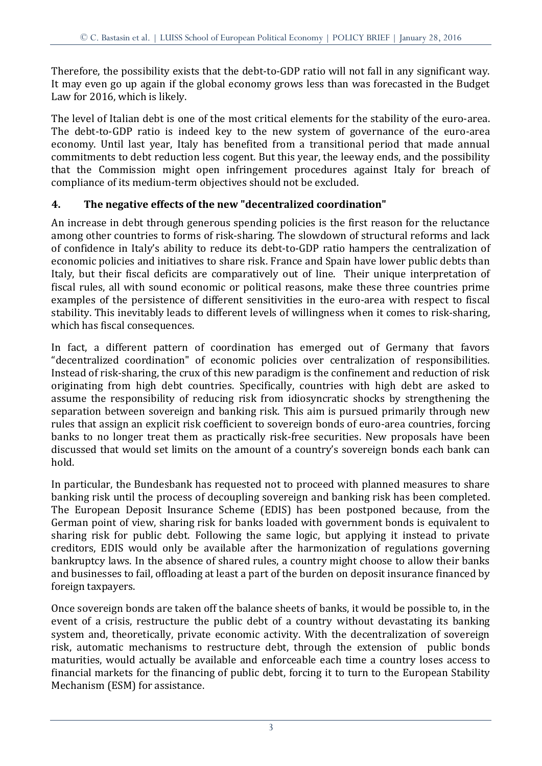Therefore, the possibility exists that the debt-to-GDP ratio will not fall in any significant way. It may even go up again if the global economy grows less than was forecasted in the Budget Law for 2016, which is likely.

The level of Italian debt is one of the most critical elements for the stability of the euro-area. The debt-to-GDP ratio is indeed key to the new system of governance of the euro-area economy. Until last year, Italy has benefited from a transitional period that made annual commitments to debt reduction less cogent. But this year, the leeway ends, and the possibility that the Commission might open infringement procedures against Italy for breach of compliance of its medium-term objectives should not be excluded.

## 4. The negative effects of the new "decentralized coordination"

An increase in debt through generous spending policies is the first reason for the reluctance among other countries to forms of risk-sharing. The slowdown of structural reforms and lack of confidence in Italy's ability to reduce its debt-to-GDP ratio hampers the centralization of economic policies and initiatives to share risk. France and Spain have lower public debts than Italy, but their fiscal deficits are comparatively out of line. Their unique interpretation of fiscal rules, all with sound economic or political reasons, make these three countries prime examples of the persistence of different sensitivities in the euro-area with respect to fiscal stability. This inevitably leads to different levels of willingness when it comes to risk-sharing, which has fiscal consequences.

In fact, a different pattern of coordination has emerged out of Germany that favors "decentralized coordination" of economic policies over centralization of responsibilities. Instead of risk-sharing, the crux of this new paradigm is the confinement and reduction of risk originating from high debt countries. Specifically, countries with high debt are asked to assume the responsibility of reducing risk from idiosyncratic shocks by strengthening the separation between sovereign and banking risk. This aim is pursued primarily through new rules that assign an explicit risk coefficient to sovereign bonds of euro-area countries, forcing banks to no longer treat them as practically risk-free securities. New proposals have been discussed that would set limits on the amount of a country's sovereign bonds each bank can hold.

In particular, the Bundesbank has requested not to proceed with planned measures to share banking risk until the process of decoupling sovereign and banking risk has been completed. The European Deposit Insurance Scheme (EDIS) has been postponed because, from the German point of view, sharing risk for banks loaded with government bonds is equivalent to sharing risk for public debt. Following the same logic, but applying it instead to private creditors, EDIS would only be available after the harmonization of regulations governing bankruptcy laws. In the absence of shared rules, a country might choose to allow their banks and businesses to fail, offloading at least a part of the burden on deposit insurance financed by foreign taxpayers.

Once sovereign bonds are taken off the balance sheets of banks, it would be possible to, in the event of a crisis, restructure the public debt of a country without devastating its banking system and, theoretically, private economic activity. With the decentralization of sovereign risk, automatic mechanisms to restructure debt, through the extension of public bonds maturities, would actually be available and enforceable each time a country loses access to financial markets for the financing of public debt, forcing it to turn to the European Stability Mechanism (ESM) for assistance.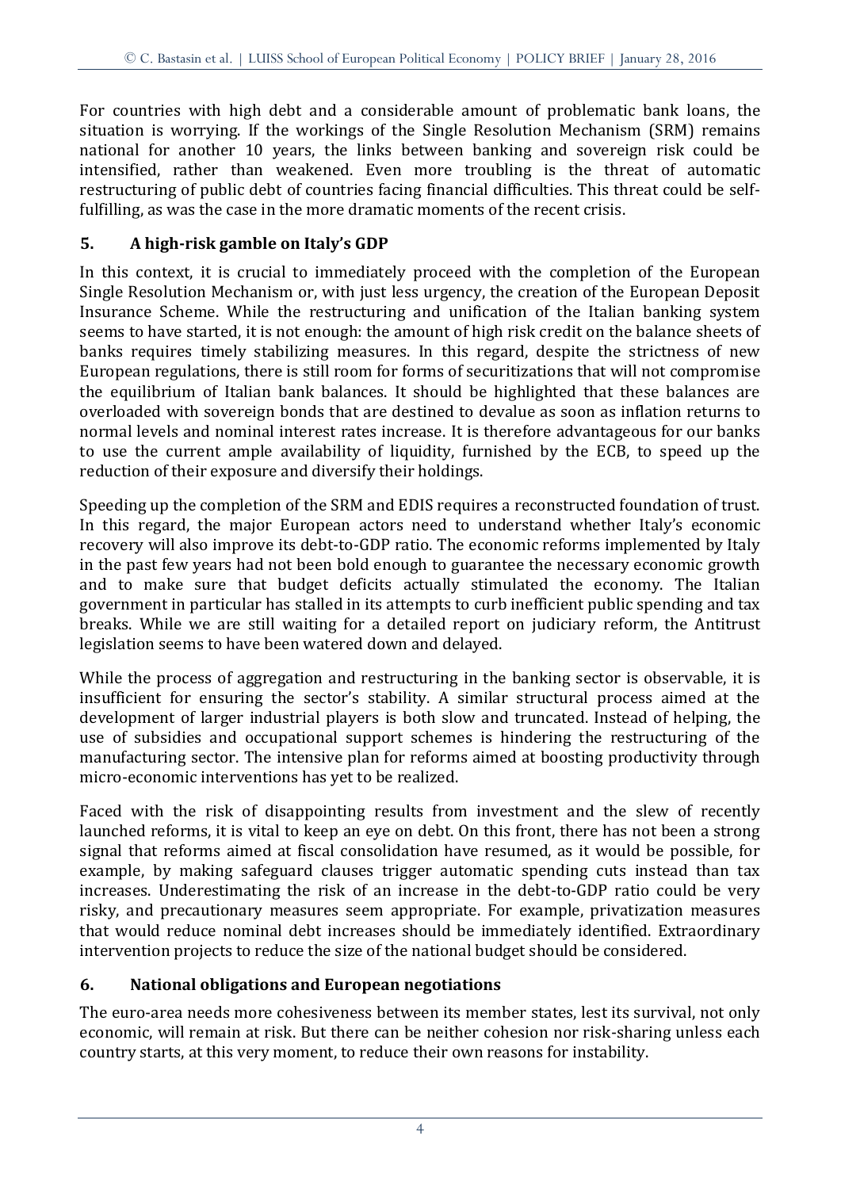For countries with high debt and a considerable amount of problematic bank loans, the situation is worrying. If the workings of the Single Resolution Mechanism (SRM) remains national for another 10 years, the links between banking and sovereign risk could be intensified, rather than weakened. Even more troubling is the threat of automatic restructuring of public debt of countries facing financial difficulties. This threat could be self-fulfilling, as was the case in the more dramatic moments of the recent crisis.

## 5. A high-risk gamble on Italy's GDP

In this context, it is crucial to immediately proceed with the completion of the European Single Resolution Mechanism or, with just less urgency, the creation of the European Deposit Insurance Scheme. While the restructuring and unification of the Italian banking system seems to have started, it is not enough: the amount of high risk credit on the balance sheets of banks requires timely stabilizing measures. In this regard, despite the strictness of new European regulations, there is still room for forms of securitizations that will not compromise the equilibrium of Italian bank balances. It should be highlighted that these balances are overloaded with sovereign bonds that are destined to devalue as soon as inflation returns to normal levels and nominal interest rates increase. It is therefore advantageous for our banks to use the current ample availability of liquidity, furnished by the ECB, to speed up the reduction of their exposure and diversify their holdings.

Speeding up the completion of the SRM and EDIS requires a reconstructed foundation of trust. In this regard, the major European actors need to understand whether Italy's economic recovery will also improve its debt-to-GDP ratio. The economic reforms implemented by Italy in the past few years had not been bold enough to guarantee the necessary economic growth and to make sure that budget deficits actually stimulated the economy. The Italian government in particular has stalled in its attempts to curb inefficient public spending and tax breaks. While we are still waiting for a detailed report on judiciary reform, the Antitrust legislation seems to have been watered down and delayed.

While the process of aggregation and restructuring in the banking sector is observable, it is insufficient for ensuring the sector's stability. A similar structural process aimed at the development of larger industrial players is both slow and truncated. Instead of helping, the use of subsidies and occupational support schemes is hindering the restructuring of the manufacturing sector. The intensive plan for reforms aimed at boosting productivity through micro-economic interventions has yet to be realized.

Faced with the risk of disappointing results from investment and the slew of recently launched reforms, it is vital to keep an eye on debt. On this front, there has not been a strong signal that reforms aimed at fiscal consolidation have resumed, as it would be possible, for example, by making safeguard clauses trigger automatic spending cuts instead than tax increases. Underestimating the risk of an increase in the debt-to-GDP ratio could be very risky, and precautionary measures seem appropriate. For example, privatization measures that would reduce nominal debt increases should be immediately identified. Extraordinary intervention projects to reduce the size of the national budget should be considered.

## 6. National obligations and European negotiations

The euro-area needs more cohesiveness between its member states, lest its survival, not only economic, will remain at risk. But there can be neither cohesion nor risk-sharing unless each country starts, at this very moment, to reduce their own reasons for instability.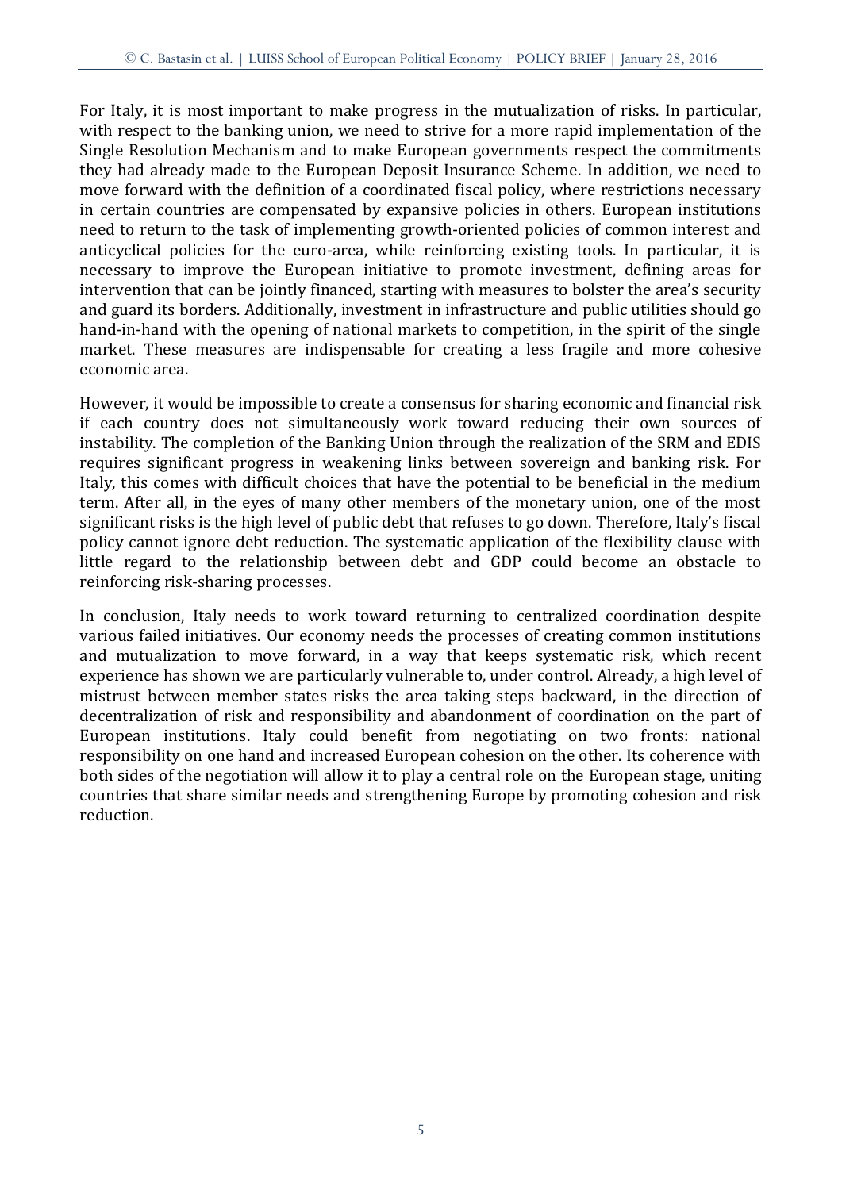For Italy, it is most important to make progress in the mutualization of risks. In particular, with respect to the banking union, we need to strive for a more rapid implementation of the Single Resolution Mechanism and to make European governments respect the commitments they had already made to the European Deposit Insurance Scheme. In addition, we need to move forward with the definition of a coordinated fiscal policy, where restrictions necessary in certain countries are compensated by expansive policies in others. European institutions need to return to the task of implementing growth-oriented policies of common interest and anticyclical policies for the euro-area, while reinforcing existing tools. In particular, it is necessary to improve the European initiative to promote investment, defining areas for intervention that can be jointly financed, starting with measures to bolster the area's security and guard its borders. Additionally, investment in infrastructure and public utilities should go hand-in-hand with the opening of national markets to competition, in the spirit of the single market. These measures are indispensable for creating a less fragile and more cohesive economic area.

However, it would be impossible to create a consensus for sharing economic and financial risk if each country does not simultaneously work toward reducing their own sources of instability. The completion of the Banking Union through the realization of the SRM and EDIS requires significant progress in weakening links between sovereign and banking risk. For Italy, this comes with difficult choices that have the potential to be beneficial in the medium term. After all, in the eyes of many other members of the monetary union, one of the most significant risks is the high level of public debt that refuses to go down. Therefore, Italy's fiscal policy cannot ignore debt reduction. The systematic application of the flexibility clause with little regard to the relationship between debt and GDP could become an obstacle to reinforcing risk-sharing processes.

In conclusion, Italy needs to work toward returning to centralized coordination despite various failed initiatives. Our economy needs the processes of creating common institutions and mutualization to move forward, in a way that keeps systematic risk, which recent experience has shown we are particularly vulnerable to, under control. Already, a high level of mistrust between member states risks the area taking steps backward, in the direction of decentralization of risk and responsibility and abandonment of coordination on the part of European institutions. Italy could benefit from negotiating on two fronts: national responsibility on one hand and increased European cohesion on the other. Its coherence with both sides of the negotiation will allow it to play a central role on the European stage, uniting countries that share similar needs and strengthening Europe by promoting cohesion and risk reduction.